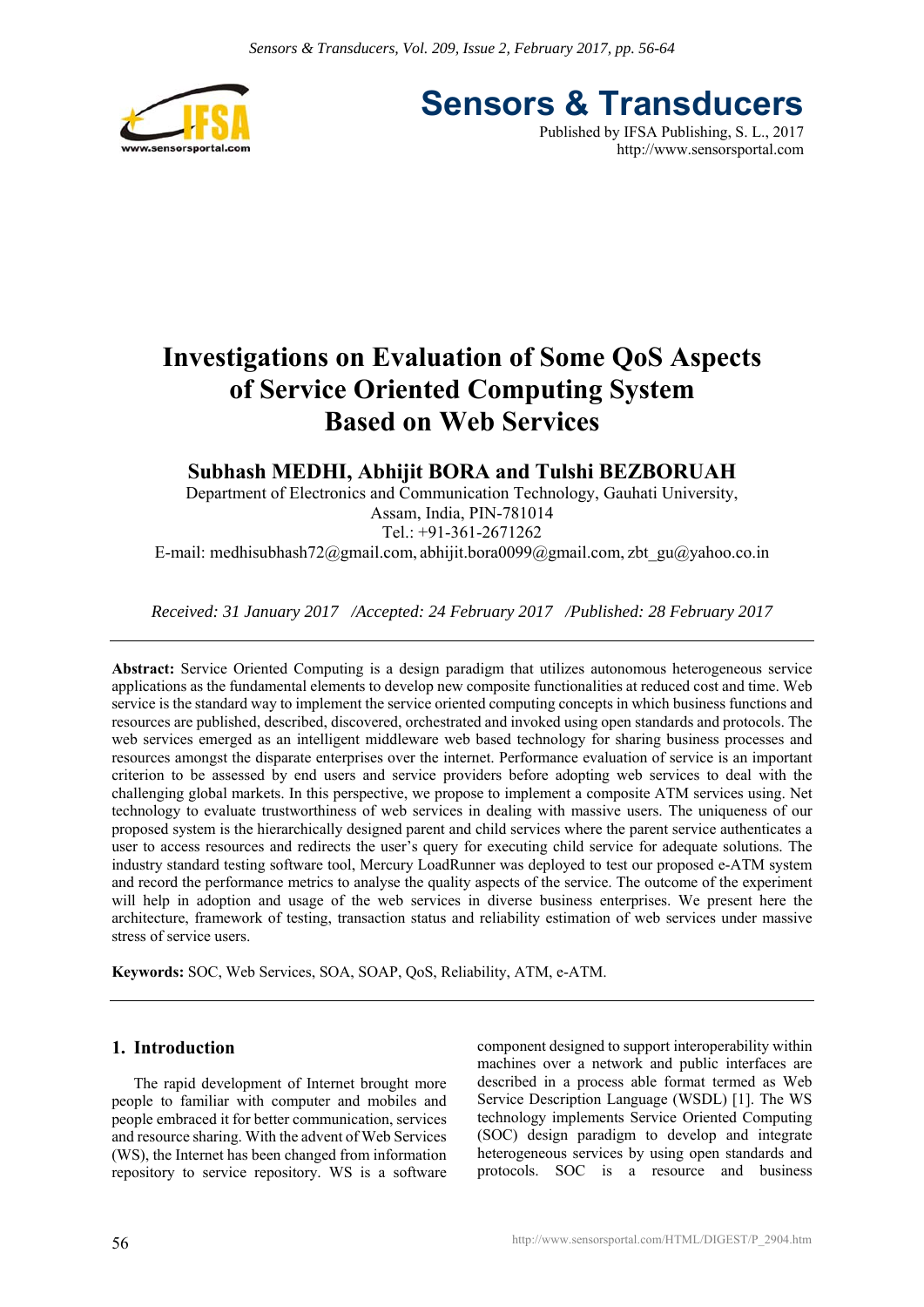# Investigations on Evaluation of Some QoS Aspects of Service Oriented Computing System Based on Web Services

**Subhash MEDHI, Abhijit BORA and Tulshi BEZBORUAH**

Department of Electronics and Communication Technology, Gauhati University, Assam, India, PIN-781014

Tel.: +91-361-2671262

E-mail: medhisubhash72@gmail.com, abhijit.bora0099@gmail.com, zbt_gu@yahoo.co.in

*Received: 31 January 2017 /Accepted: 24 February 2017 /Published: 28 February 2017*

**Abstract:** Service Oriented Computing is a design paradigm that utilizes autonomous heterogeneous service applications as the fundamental elements to develop new composite functionalities at reduced cost and time. Web service is the standard way to implement the service oriented computing concepts in which business functions and resources are published, described, discovered, orchestrated and invoked using open standards and protocols. The web services emerged as an intelligent middleware web based technology for sharing business processes and resources amongst the disparate enterprises over the internet. Performance evaluation of service is an important criterion to be assessed by end users and service providers before adopting web services to deal with the challenging global markets. In this perspective, we propose to implement a composite ATM services using. Net technology to evaluate trustworthiness of web services in dealing with massive users. The uniqueness of our proposed system is the hierarchically designed parent and child services where the parent service authenticates a user to access resources and redirects the user's query for executing child service for adequate solutions. The industry standard testing software tool, Mercury LoadRunner was deployed to test our proposed e-ATM system and record the performance metrics to analyse the quality aspects of the service. The outcome of the experiment will help in adoption and usage of the web services in diverse business enterprises. We present here the architecture, framework of testing, transaction status and reliability estimation of web services under massive stress of service users.

**Keywords:** SOC, Web Services, SOA, SOAP, QoS, Reliability, ATM, e-ATM.

## 1. Introduction

The rapid development of Internet brought more people to familiar with computer and mobiles and people embraced it for better communication, services and resource sharing. With the advent of Web Services (WS), the Internet has been changed from information repository to service repository. WS is a software component designed to support interoperability within machines over a network and public interfaces are described in a process able format termed as Web Service Description Language (WSDL) [1]. The WS technology implements Service Oriented Computing (SOC) design paradigm to develop and integrate heterogeneous services by using open standards and protocols. SOC is a resource and business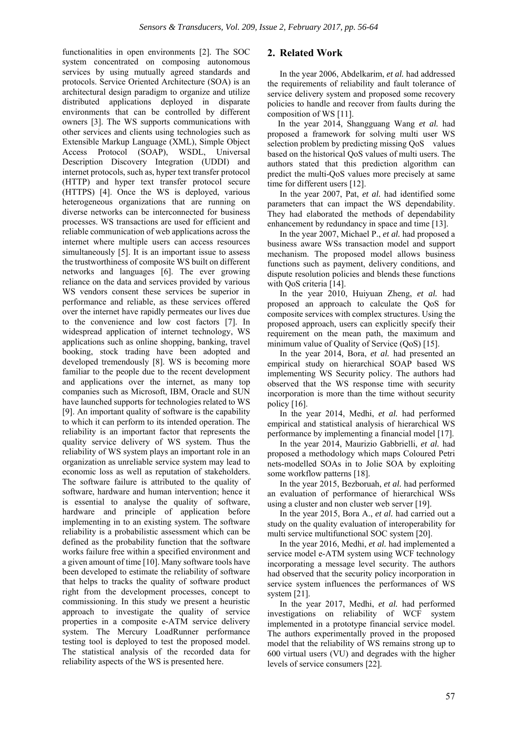functionalities in open environments [2]. The SOC system concentrated on composing autonomous services by using mutually agreed standards and protocols. Service Oriented Architecture (SOA) is an architectural design paradigm to organize and utilize distributed applications deployed in disparate environments that can be controlled by different owners [3]. The WS supports communications with other services and clients using technologies such as Extensible Markup Language (XML), Simple Object Access Protocol (SOAP), WSDL, Universal Description Discovery Integration (UDDI) and internet protocols, such as, hyper text transfer protocol (HTTP) and hyper text transfer protocol secure (HTTPS) [4]. Once the WS is deployed, various heterogeneous organizations that are running on diverse networks can be interconnected for business processes. WS transactions are used for efficient and reliable communication of web applications across the internet where multiple users can access resources simultaneously [5]. It is an important issue to assess the trustworthiness of composite WS built on different networks and languages [6]. The ever growing reliance on the data and services provided by various WS vendors consent these services be superior in performance and reliable, as these services offered over the internet have rapidly permeates our lives due to the convenience and low cost factors [7]. In widespread application of internet technology, WS applications such as online shopping, banking, travel booking, stock trading have been adopted and developed tremendously [8]. WS is becoming more familiar to the people due to the recent development and applications over the internet, as many top companies such as Microsoft, IBM, Oracle and SUN have launched supports for technologies related to WS [9]. An important quality of software is the capability to which it can perform to its intended operation. The reliability is an important factor that represents the quality service delivery of WS system. Thus the reliability of WS system plays an important role in an organization as unreliable service system may lead to economic loss as well as reputation of stakeholders. The software failure is attributed to the quality of software, hardware and human intervention; hence it is essential to analyse the quality of software, hardware and principle of application before implementing in to an existing system. The software reliability is a probabilistic assessment which can be defined as the probability function that the software works failure free within a specified environment and a given amount of time [10]. Many software tools have been developed to estimate the reliability of software that helps to tracks the quality of software product right from the development processes, concept to commissioning. In this study we present a heuristic approach to investigate the quality of service properties in a composite e-ATM service delivery system. The Mercury LoadRunner performance testing tool is deployed to test the proposed model. The statistical analysis of the recorded data for reliability aspects of the WS is presented here.

## 2. Related Work

In the year 2006, Abdelkarim, *et al.* had addressed the requirements of reliability and fault tolerance of service delivery system and proposed some recovery policies to handle and recover from faults during the composition of WS [11].

In the year 2014, Shangguang Wang *et al.* had proposed a framework for solving multi user WS selection problem by predicting missing QoS values based on the historical QoS values of multi users. The authors stated that this prediction algorithm can predict the multi-QoS values more precisely at same time for different users [12].

In the year 2007, Pat, *et al.* had identified some parameters that can impact the WS dependability. They had elaborated the methods of dependability enhancement by redundancy in space and time [13].

In the year 2007, Michael P., *et al.* had proposed a business aware WSs transaction model and support mechanism. The proposed model allows business functions such as payment, delivery conditions, and dispute resolution policies and blends these functions with QoS criteria [14].

In the year 2010, Huiyuan Zheng, *et al.* had proposed an approach to calculate the QoS for composite services with complex structures. Using the proposed approach, users can explicitly specify their requirement on the mean path, the maximum and minimum value of Quality of Service (QoS) [15].

In the year 2014, Bora, *et al.* had presented an empirical study on hierarchical SOAP based WS implementing WS Security policy. The authors had observed that the WS response time with security incorporation is more than the time without security policy [16].

In the year 2014, Medhi, *et al.* had performed empirical and statistical analysis of hierarchical WS performance by implementing a financial model [17].

In the year 2014, Maurizio Gabbrielli, *et al.* had proposed a methodology which maps Coloured Petri nets-modelled SOAs in to Jolie SOA by exploiting some workflow patterns [18].

In the year 2015, Bezboruah, *et al.* had performed an evaluation of performance of hierarchical WSs using a cluster and non cluster web server [19].

In the year 2015, Bora A., *et al.* had carried out a study on the quality evaluation of interoperability for multi service multifunctional SOC system [20].

In the year 2016, Medhi, *et al.* had implemented a service model e-ATM system using WCF technology incorporating a message level security. The authors had observed that the security policy incorporation in service system influences the performances of WS system [21].

In the year 2017, Medhi, *et al.* had performed investigations on reliability of WCF system implemented in a prototype financial service model. The authors experimentally proved in the proposed model that the reliability of WS remains strong up to 600 virtual users (VU) and degrades with the higher levels of service consumers [22].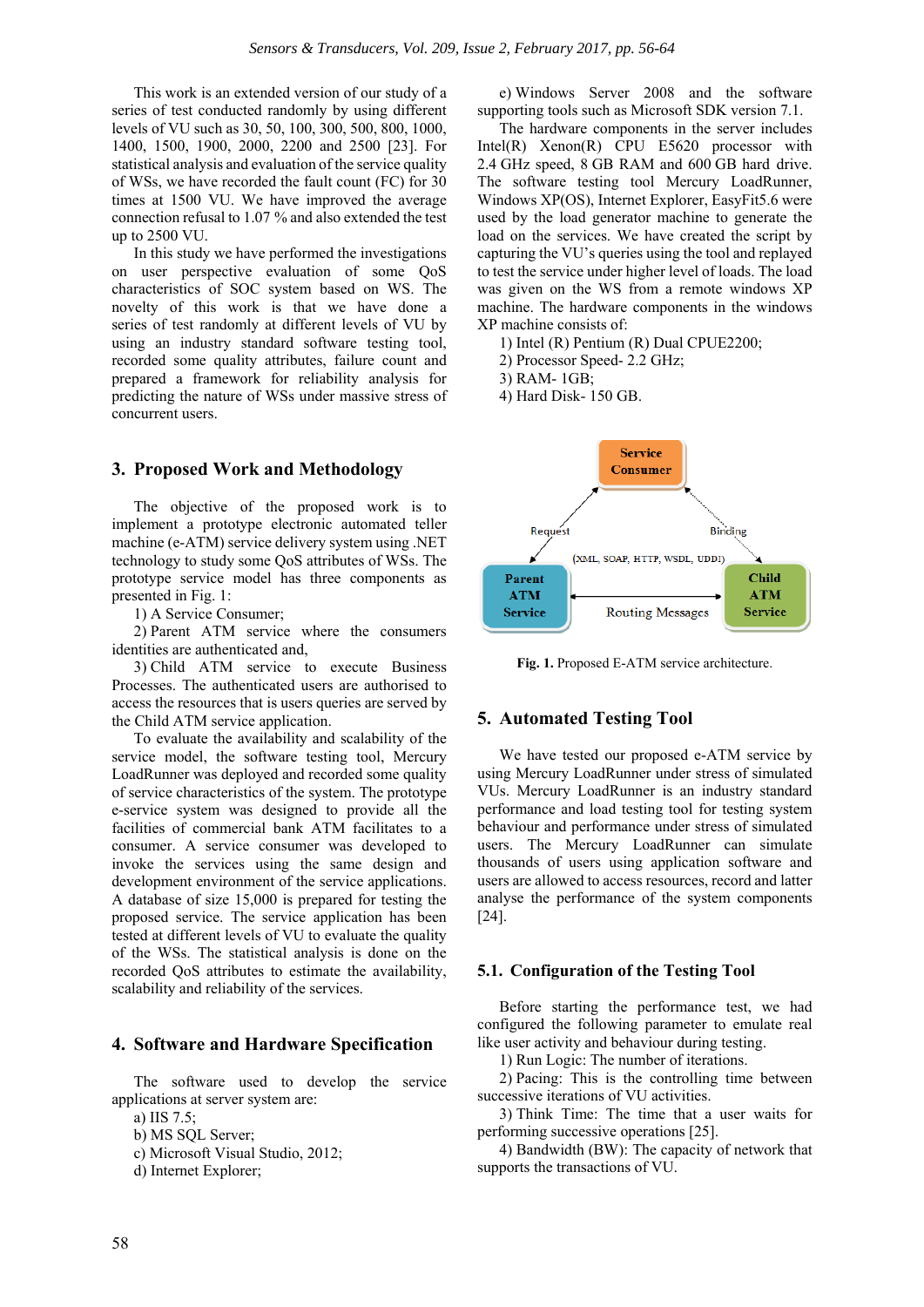This work is an extended version of our study of a series of test conducted randomly by using different levels of VU such as 30, 50, 100, 300, 500, 800, 1000, 1400, 1500, 1900, 2000, 2200 and 2500 [23]. For statistical analysis and evaluation of the service quality of WSs, we have recorded the fault count (FC) for 30 times at 1500 VU. We have improved the average connection refusal to 1.07 % and also extended the test up to 2500 VU.

In this study we have performed the investigations on user perspective evaluation of some QoS characteristics of SOC system based on WS. The novelty of this work is that we have done a series of test randomly at different levels of VU by using an industry standard software testing tool, recorded some quality attributes, failure count and prepared a framework for reliability analysis for predicting the nature of WSs under massive stress of concurrent users.

## 3. Proposed Work and Methodology

The objective of the proposed work is to implement a prototype electronic automated teller machine (e-ATM) service delivery system using .NET technology to study some QoS attributes of WSs. The prototype service model has three components as presented in Fig. 1:

1) A Service Consumer;

2) Parent ATM service where the consumers identities are authenticated and,

3) Child ATM service to execute Business Processes. The authenticated users are authorised to access the resources that is users queries are served by the Child ATM service application.

To evaluate the availability and scalability of the service model, the software testing tool, Mercury LoadRunner was deployed and recorded some quality of service characteristics of the system. The prototype e-service system was designed to provide all the facilities of commercial bank ATM facilitates to a consumer. A service consumer was developed to invoke the services using the same design and development environment of the service applications. A database of size 15,000 is prepared for testing the proposed service. The service application has been tested at different levels of VU to evaluate the quality of the WSs. The statistical analysis is done on the recorded QoS attributes to estimate the availability, scalability and reliability of the services.

## 4. Software and Hardware Specification

The software used to develop the service applications at server system are:

a) IIS 7.5;

b) MS SQL Server;

c) Microsoft Visual Studio, 2012;

d) Internet Explorer;

e) Windows Server 2008 and the software supporting tools such as Microsoft SDK version 7.1.

The hardware components in the server includes Intel(R) Xenon(R) CPU E5620 processor with 2.4 GHz speed, 8 GB RAM and 600 GB hard drive. The software testing tool Mercury LoadRunner, Windows XP(OS), Internet Explorer, EasyFit5.6 were used by the load generator machine to generate the load on the services. We have created the script by capturing the VU's queries using the tool and replayed to test the service under higher level of loads. The load was given on the WS from a remote windows XP machine. The hardware components in the windows XP machine consists of:

1) Intel (R) Pentium (R) Dual CPUE2200;

2) Processor Speed- 2.2 GHz;

3) RAM- 1GB;

4) Hard Disk- 150 GB.

Service Consumer — Request → Parent ATM Service; Binding → Child ATM Service; (XML, SOAP, HTTP, WSDL, UDDI); Parent ATM Service ↔ Routing Messages ↔ Child ATM Service

**Fig. 1.** Proposed E-ATM service architecture.

## 5. Automated Testing Tool

We have tested our proposed e-ATM service by using Mercury LoadRunner under stress of simulated VUs. Mercury LoadRunner is an industry standard performance and load testing tool for testing system behaviour and performance under stress of simulated users. The Mercury LoadRunner can simulate thousands of users using application software and users are allowed to access resources, record and latter analyse the performance of the system components [24].

### 5.1. Configuration of the Testing Tool

Before starting the performance test, we had configured the following parameter to emulate real like user activity and behaviour during testing.

1) Run Logic: The number of iterations.

2) Pacing: This is the controlling time between successive iterations of VU activities.

3) Think Time: The time that a user waits for performing successive operations [25].

4) Bandwidth (BW): The capacity of network that supports the transactions of VU.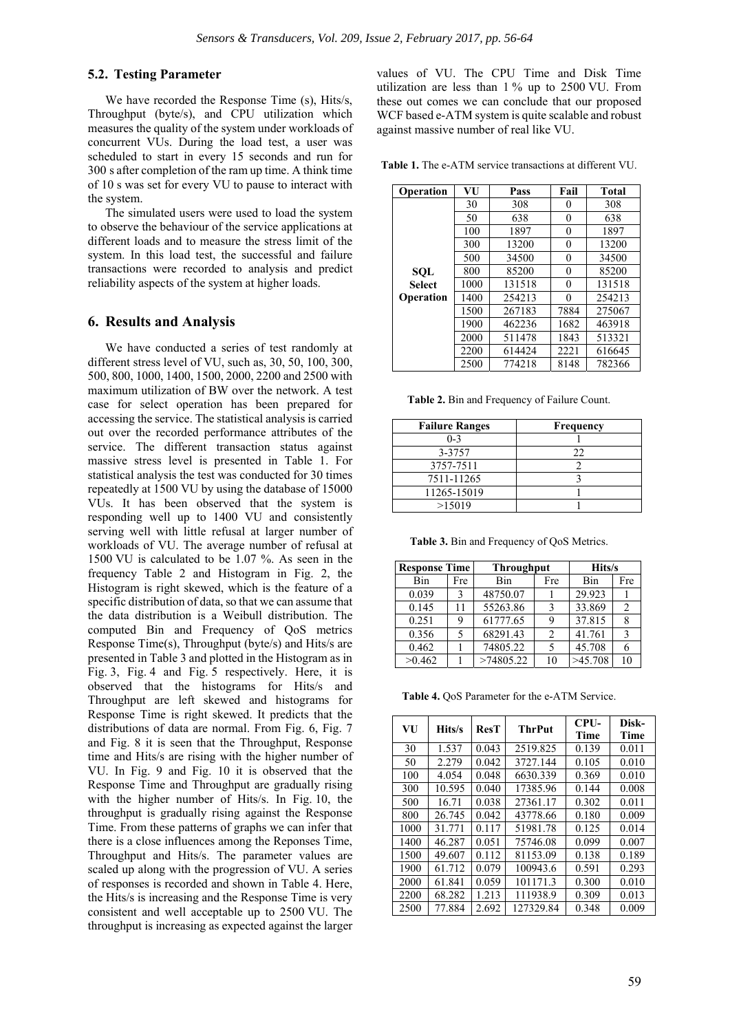### 5.2. Testing Parameter

We have recorded the Response Time (s), Hits/s, Throughput (byte/s), and CPU utilization which measures the quality of the system under workloads of concurrent VUs. During the load test, a user was scheduled to start in every 15 seconds and run for 300 s after completion of the ram up time. A think time of 10 s was set for every VU to pause to interact with the system.

The simulated users were used to load the system to observe the behaviour of the service applications at different loads and to measure the stress limit of the system. In this load test, the successful and failure transactions were recorded to analysis and predict reliability aspects of the system at higher loads.

## 6. Results and Analysis

We have conducted a series of test randomly at different stress level of VU, such as, 30, 50, 100, 300, 500, 800, 1000, 1400, 1500, 2000, 2200 and 2500 with maximum utilization of BW over the network. A test case for select operation has been prepared for accessing the service. The statistical analysis is carried out over the recorded performance attributes of the service. The different transaction status against massive stress level is presented in Table 1. For statistical analysis the test was conducted for 30 times repeatedly at 1500 VU by using the database of 15000 VUs. It has been observed that the system is responding well up to 1400 VU and consistently serving well with little refusal at larger number of workloads of VU. The average number of refusal at 1500 VU is calculated to be 1.07 %. As seen in the frequency Table 2 and Histogram in Fig. 2, the Histogram is right skewed, which is the feature of a specific distribution of data, so that we can assume that the data distribution is a Weibull distribution. The computed Bin and Frequency of QoS metrics Response Time(s), Throughput (byte/s) and Hits/s are presented in Table 3 and plotted in the Histogram as in Fig. 3, Fig. 4 and Fig. 5 respectively. Here, it is observed that the histograms for Hits/s and Throughput are left skewed and histograms for Response Time is right skewed. It predicts that the distributions of data are normal. From Fig. 6, Fig. 7 and Fig. 8 it is seen that the Throughput, Response time and Hits/s are rising with the higher number of VU. In Fig. 9 and Fig. 10 it is observed that the Response Time and Throughput are gradually rising with the higher number of Hits/s. In Fig. 10, the throughput is gradually rising against the Response Time. From these patterns of graphs we can infer that there is a close influences among the Reponses Time, Throughput and Hits/s. The parameter values are scaled up along with the progression of VU. A series of responses is recorded and shown in Table 4. Here, the Hits/s is increasing and the Response Time is very consistent and well acceptable up to 2500 VU. The throughput is increasing as expected against the larger values of VU. The CPU Time and Disk Time utilization are less than 1 % up to 2500 VU. From these out comes we can conclude that our proposed WCF based e-ATM system is quite scalable and robust against massive number of real like VU.

**Table 1.** The e-ATM service transactions at different VU.

| Operation | VU | Pass | Fail | Total |
|---|---|---|---|---|
| SQL Select Operation | 30 | 308 | 0 | 308 |
| | 50 | 638 | 0 | 638 |
| | 100 | 1897 | 0 | 1897 |
| | 300 | 13200 | 0 | 13200 |
| | 500 | 34500 | 0 | 34500 |
| | 800 | 85200 | 0 | 85200 |
| | 1000 | 131518 | 0 | 131518 |
| | 1400 | 254213 | 0 | 254213 |
| | 1500 | 267183 | 7884 | 275067 |
| | 1900 | 462236 | 1682 | 463918 |
| | 2000 | 511478 | 1843 | 513321 |
| | 2200 | 614424 | 2221 | 616645 |
| | 2500 | 774218 | 8148 | 782366 |

**Table 2.** Bin and Frequency of Failure Count.

| Failure Ranges | Frequency |
|---|---|
| 0-3 | 1 |
| 3-3757 | 22 |
| 3757-7511 | 2 |
| 7511-11265 | 3 |
| 11265-15019 | 1 |
| >15019 | 1 |

**Table 3.** Bin and Frequency of QoS Metrics.

| Response Time | | Throughput | | Hits/s | |
|---|---|---|---|---|---|
| Bin | Fre | Bin | Fre | Bin | Fre |
| 0.039 | 3 | 48750.07 | 1 | 29.923 | 1 |
| 0.145 | 11 | 55263.86 | 3 | 33.869 | 2 |
| 0.251 | 9 | 61777.65 | 9 | 37.815 | 8 |
| 0.356 | 5 | 68291.43 | 2 | 41.761 | 3 |
| 0.462 | 1 | 74805.22 | 5 | 45.708 | 6 |
| >0.462 | 1 | >74805.22 | 10 | >45.708 | 10 |

**Table 4.** QoS Parameter for the e-ATM Service.

| VU | Hits/s | ResT | ThrPut | CPU-Time | Disk-Time |
|---|---|---|---|---|---|
| 30 | 1.537 | 0.043 | 2519.825 | 0.139 | 0.011 |
| 50 | 2.279 | 0.042 | 3727.144 | 0.105 | 0.010 |
| 100 | 4.054 | 0.048 | 6630.339 | 0.369 | 0.010 |
| 300 | 10.595 | 0.040 | 17385.96 | 0.144 | 0.008 |
| 500 | 16.71 | 0.038 | 27361.17 | 0.302 | 0.011 |
| 800 | 26.745 | 0.042 | 43778.66 | 0.180 | 0.009 |
| 1000 | 31.771 | 0.117 | 51981.78 | 0.125 | 0.014 |
| 1400 | 46.287 | 0.051 | 75746.08 | 0.099 | 0.007 |
| 1500 | 49.607 | 0.112 | 81153.09 | 0.138 | 0.189 |
| 1900 | 61.712 | 0.079 | 100943.6 | 0.591 | 0.293 |
| 2000 | 61.841 | 0.059 | 101171.3 | 0.300 | 0.010 |
| 2200 | 68.282 | 1.213 | 111938.9 | 0.309 | 0.013 |
| 2500 | 77.884 | 2.692 | 127329.84 | 0.348 | 0.009 |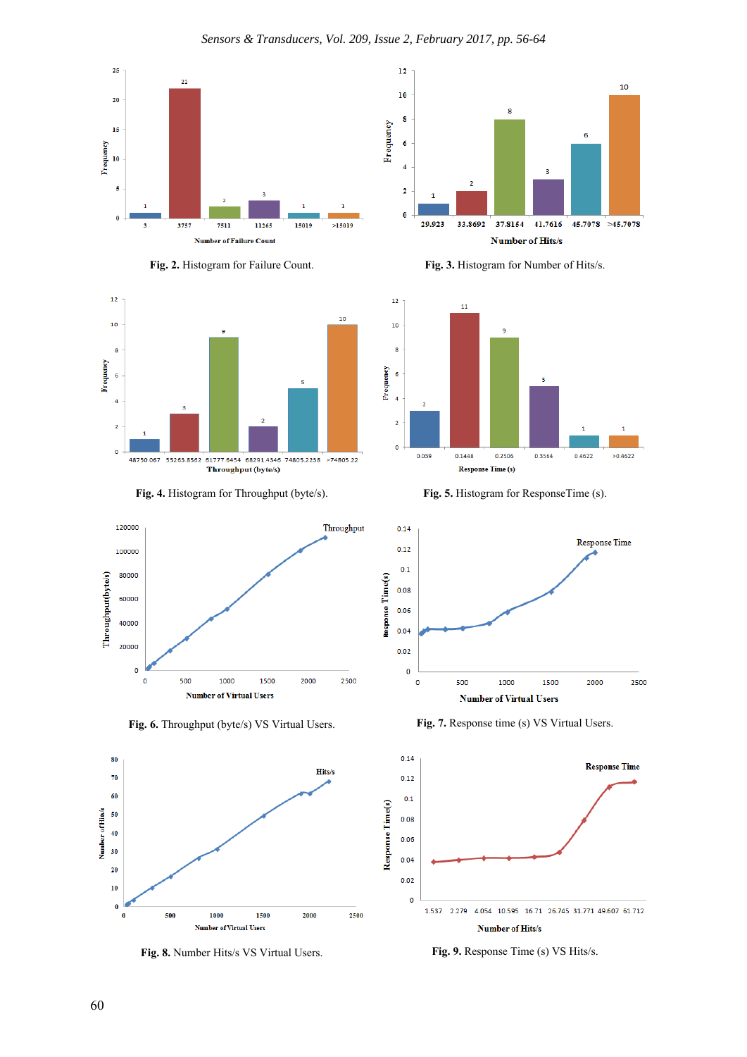Fig. 2. Histogram for Failure Count.

Fig. 3. Histogram for Number of Hits/s.

Fig. 4. Histogram for Throughput (byte/s).

Fig. 5. Histogram for ResponseTime (s).

Fig. 6. Throughput (byte/s) VS Virtual Users.

Fig. 7. Response time (s) VS Virtual Users.

Fig. 8. Number Hits/s VS Virtual Users.

Fig. 9. Response Time (s) VS Hits/s.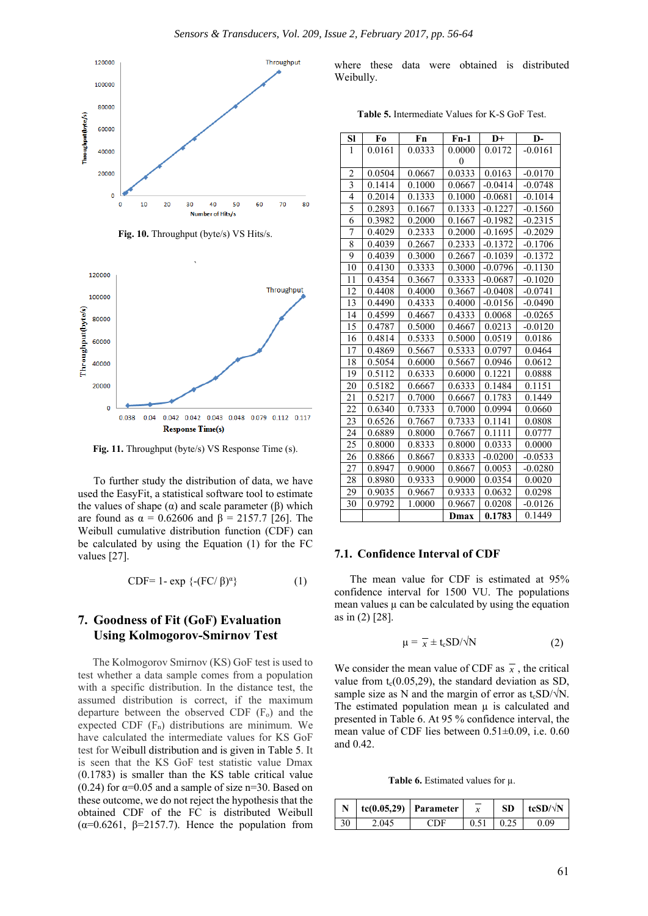Fig. 10. Throughput (byte/s) VS Hits/s.

Fig. 11. Throughput (byte/s) VS Response Time (s).

To further study the distribution of data, we have used the EasyFit, a statistical software tool to estimate the values of shape (α) and scale parameter (β) which are found as α = 0.62606 and β = 2157.7 [26]. The Weibull cumulative distribution function (CDF) can be calculated by using the Equation (1) for the FC values [27].

$$\text{CDF} = 1 - \exp\{-(FC/\beta)^{\alpha}\} \quad (1)$$

## 7. Goodness of Fit (GoF) Evaluation Using Kolmogorov-Smirnov Test

The Kolmogorov Smirnov (KS) GoF test is used to test whether a data sample comes from a population with a specific distribution. In the distance test, the assumed distribution is correct, if the maximum departure between the observed CDF ($F_o$) and the expected CDF ($F_n$) distributions are minimum. We have calculated the intermediate values for KS GoF test for Weibull distribution and is given in Table 5. It is seen that the KS GoF test statistic value Dmax (0.1783) is smaller than the KS table critical value (0.24) for α=0.05 and a sample of size n=30. Based on these outcome, we do not reject the hypothesis that the obtained CDF of the FC is distributed Weibull (α=0.6261, β=2157.7). Hence the population from where these data were obtained is distributed Weibully.

**Table 5.** Intermediate Values for K-S GoF Test.

| Sl | Fo | Fn | Fn-1 | D+ | D- |
|---|---|---|---|---|---|
| 1 | 0.0161 | 0.0333 | 0.0000 0 | 0.0172 | -0.0161 |
| 2 | 0.0504 | 0.0667 | 0.0333 | 0.0163 | -0.0170 |
| 3 | 0.1414 | 0.1000 | 0.0667 | -0.0414 | -0.0748 |
| 4 | 0.2014 | 0.1333 | 0.1000 | -0.0681 | -0.1014 |
| 5 | 0.2893 | 0.1667 | 0.1333 | -0.1227 | -0.1560 |
| 6 | 0.3982 | 0.2000 | 0.1667 | -0.1982 | -0.2315 |
| 7 | 0.4029 | 0.2333 | 0.2000 | -0.1695 | -0.2029 |
| 8 | 0.4039 | 0.2667 | 0.2333 | -0.1372 | -0.1706 |
| 9 | 0.4039 | 0.3000 | 0.2667 | -0.1039 | -0.1372 |
| 10 | 0.4130 | 0.3333 | 0.3000 | -0.0796 | -0.1130 |
| 11 | 0.4354 | 0.3667 | 0.3333 | -0.0687 | -0.1020 |
| 12 | 0.4408 | 0.4000 | 0.3667 | -0.0408 | -0.0741 |
| 13 | 0.4490 | 0.4333 | 0.4000 | -0.0156 | -0.0490 |
| 14 | 0.4599 | 0.4667 | 0.4333 | 0.0068 | -0.0265 |
| 15 | 0.4787 | 0.5000 | 0.4667 | 0.0213 | -0.0120 |
| 16 | 0.4814 | 0.5333 | 0.5000 | 0.0519 | 0.0186 |
| 17 | 0.4869 | 0.5667 | 0.5333 | 0.0797 | 0.0464 |
| 18 | 0.5054 | 0.6000 | 0.5667 | 0.0946 | 0.0612 |
| 19 | 0.5112 | 0.6333 | 0.6000 | 0.1221 | 0.0888 |
| 20 | 0.5182 | 0.6667 | 0.6333 | 0.1484 | 0.1151 |
| 21 | 0.5217 | 0.7000 | 0.6667 | 0.1783 | 0.1449 |
| 22 | 0.6340 | 0.7333 | 0.7000 | 0.0994 | 0.0660 |
| 23 | 0.6526 | 0.7667 | 0.7333 | 0.1141 | 0.0808 |
| 24 | 0.6889 | 0.8000 | 0.7667 | 0.1111 | 0.0777 |
| 25 | 0.8000 | 0.8333 | 0.8000 | 0.0333 | 0.0000 |
| 26 | 0.8866 | 0.8667 | 0.8333 | -0.0200 | -0.0533 |
| 27 | 0.8947 | 0.9000 | 0.8667 | 0.0053 | -0.0280 |
| 28 | 0.8980 | 0.9333 | 0.9000 | 0.0354 | 0.0020 |
| 29 | 0.9035 | 0.9667 | 0.9333 | 0.0632 | 0.0298 |
| 30 | 0.9792 | 1.0000 | 0.9667 | 0.0208 | -0.0126 |
| | | | **Dmax** | **0.1783** | 0.1449 |

### 7.1. Confidence Interval of CDF

The mean value for CDF is estimated at 95% confidence interval for 1500 VU. The populations mean values μ can be calculated by using the equation as in (2) [28].

$$\mu = \bar{x} \pm t_c SD/\sqrt{N} \quad (2)$$

We consider the mean value of CDF as $\bar{x}$, the critical value from $t_c(0.05,29)$, the standard deviation as SD, sample size as N and the margin of error as $t_c SD/\sqrt{N}$. The estimated population mean μ is calculated and presented in Table 6. At 95 % confidence interval, the mean value of CDF lies between 0.51±0.09, i.e. 0.60 and 0.42.

**Table 6.** Estimated values for μ.

| N | tc(0.05,29) | Parameter | $\bar{x}$ | SD | tcSD/√N |
|---|---|---|---|---|---|
| 30 | 2.045 | CDF | 0.51 | 0.25 | 0.09 |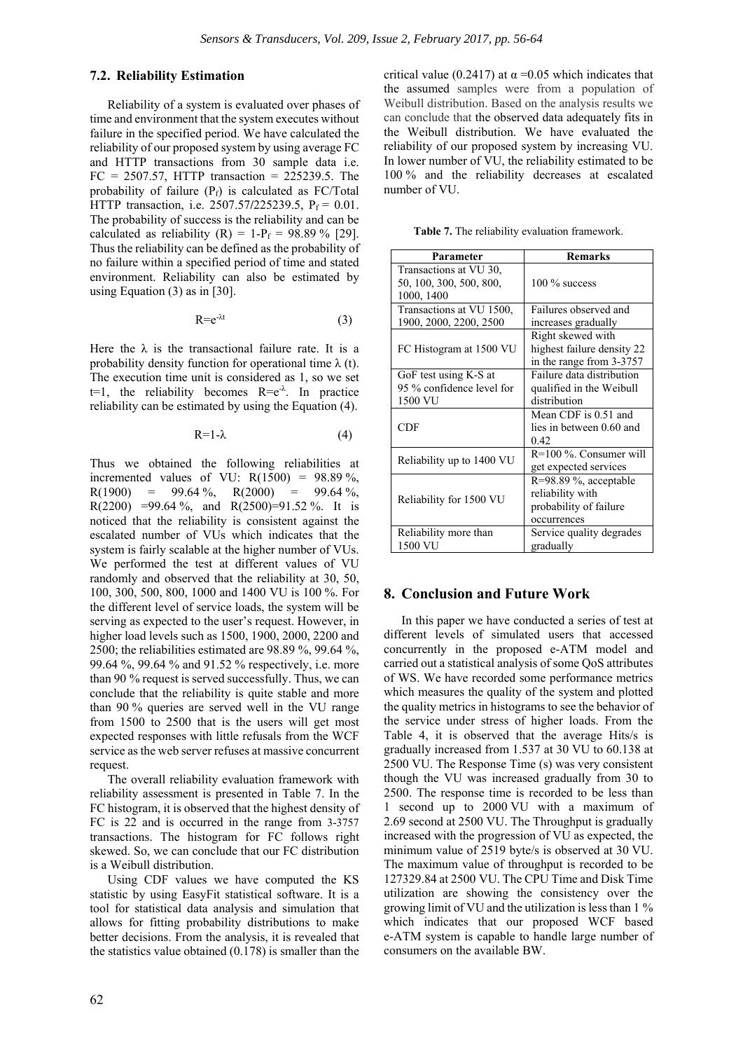### 7.2. Reliability Estimation

Reliability of a system is evaluated over phases of time and environment that the system executes without failure in the specified period. We have calculated the reliability of our proposed system by using average FC and HTTP transactions from 30 sample data i.e. FC = 2507.57, HTTP transaction = 225239.5. The probability of failure ($P_f$) is calculated as FC/Total HTTP transaction, i.e. 2507.57/225239.5, $P_f$ = 0.01. The probability of success is the reliability and can be calculated as reliability (R) = 1-$P_f$ = 98.89 % [29]. Thus the reliability can be defined as the probability of no failure within a specified period of time and stated environment. Reliability can also be estimated by using Equation (3) as in [30].

$$R=e^{-\lambda t} \tag{3}$$

Here the λ is the transactional failure rate. It is a probability density function for operational time λ (t). The execution time unit is considered as 1, so we set t=1, the reliability becomes $R=e^{-\lambda}$. In practice reliability can be estimated by using the Equation (4).

$$R=1-\lambda \tag{4}$$

Thus we obtained the following reliabilities at incremented values of VU: R(1500) = 98.89 %, R(1900) = 99.64 %, R(2000) = 99.64 %, R(2200) =99.64 %, and R(2500)=91.52 %. It is noticed that the reliability is consistent against the escalated number of VUs which indicates that the system is fairly scalable at the higher number of VUs. We performed the test at different values of VU randomly and observed that the reliability at 30, 50, 100, 300, 500, 800, 1000 and 1400 VU is 100 %. For the different level of service loads, the system will be serving as expected to the user's request. However, in higher load levels such as 1500, 1900, 2000, 2200 and 2500; the reliabilities estimated are 98.89 %, 99.64 %, 99.64 %, 99.64 % and 91.52 % respectively, i.e. more than 90 % request is served successfully. Thus, we can conclude that the reliability is quite stable and more than 90 % queries are served well in the VU range from 1500 to 2500 that is the users will get most expected responses with little refusals from the WCF service as the web server refuses at massive concurrent request.

The overall reliability evaluation framework with reliability assessment is presented in Table 7. In the FC histogram, it is observed that the highest density of FC is 22 and is occurred in the range from 3-3757 transactions. The histogram for FC follows right skewed. So, we can conclude that our FC distribution is a Weibull distribution.

Using CDF values we have computed the KS statistic by using EasyFit statistical software. It is a tool for statistical data analysis and simulation that allows for fitting probability distributions to make better decisions. From the analysis, it is revealed that the statistics value obtained (0.178) is smaller than the critical value (0.2417) at α =0.05 which indicates that the assumed samples were from a population of Weibull distribution. Based on the analysis results we can conclude that the observed data adequately fits in the Weibull distribution. We have evaluated the reliability of our proposed system by increasing VU. In lower number of VU, the reliability estimated to be 100 % and the reliability decreases at escalated number of VU.

**Table 7.** The reliability evaluation framework.

| Parameter | Remarks |
|---|---|
| Transactions at VU 30, 50, 100, 300, 500, 800, 1000, 1400 | 100 % success |
| Transactions at VU 1500, 1900, 2000, 2200, 2500 | Failures observed and increases gradually |
| FC Histogram at 1500 VU | Right skewed with highest failure density 22 in the range from 3-3757 |
| GoF test using K-S at 95 % confidence level for 1500 VU | Failure data distribution qualified in the Weibull distribution |
| CDF | Mean CDF is 0.51 and lies in between 0.60 and 0.42 |
| Reliability up to 1400 VU | R=100 %. Consumer will get expected services |
| Reliability for 1500 VU | R=98.89 %, acceptable reliability with probability of failure occurrences |
| Reliability more than 1500 VU | Service quality degrades gradually |

## 8. Conclusion and Future Work

In this paper we have conducted a series of test at different levels of simulated users that accessed concurrently in the proposed e-ATM model and carried out a statistical analysis of some QoS attributes of WS. We have recorded some performance metrics which measures the quality of the system and plotted the quality metrics in histograms to see the behavior of the service under stress of higher loads. From the Table 4, it is observed that the average Hits/s is gradually increased from 1.537 at 30 VU to 60.138 at 2500 VU. The Response Time (s) was very consistent though the VU was increased gradually from 30 to 2500. The response time is recorded to be less than 1 second up to 2000 VU with a maximum of 2.69 second at 2500 VU. The Throughput is gradually increased with the progression of VU as expected, the minimum value of 2519 byte/s is observed at 30 VU. The maximum value of throughput is recorded to be 127329.84 at 2500 VU. The CPU Time and Disk Time utilization are showing the consistency over the growing limit of VU and the utilization is less than 1 % which indicates that our proposed WCF based e-ATM system is capable to handle large number of consumers on the available BW.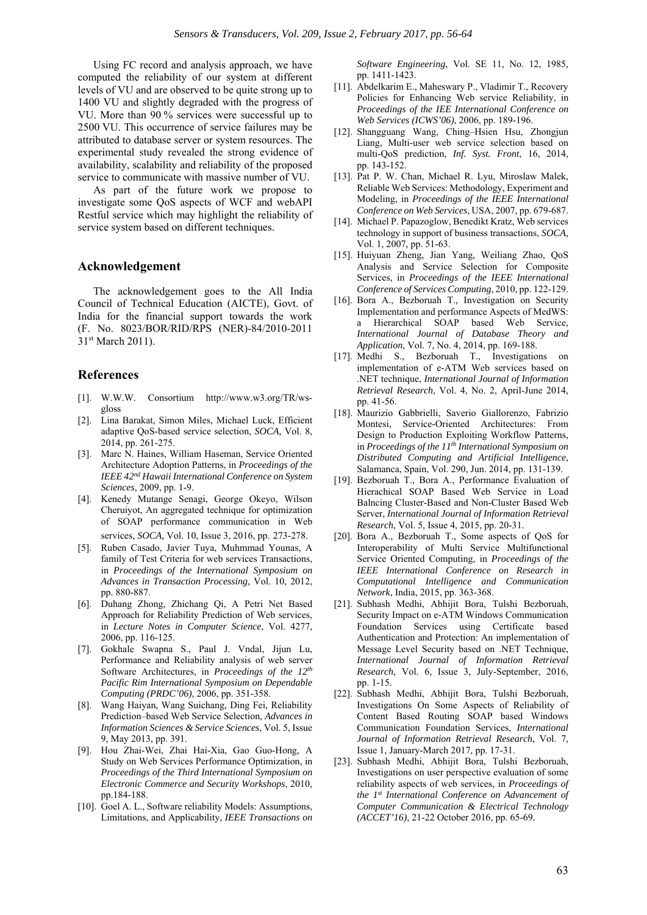Using FC record and analysis approach, we have computed the reliability of our system at different levels of VU and are observed to be quite strong up to 1400 VU and slightly degraded with the progress of VU. More than 90 % services were successful up to 2500 VU. This occurrence of service failures may be attributed to database server or system resources. The experimental study revealed the strong evidence of availability, scalability and reliability of the proposed service to communicate with massive number of VU.

As part of the future work we propose to investigate some QoS aspects of WCF and webAPI Restful service which may highlight the reliability of service system based on different techniques.

## Acknowledgement

The acknowledgement goes to the All India Council of Technical Education (AICTE), Govt. of India for the financial support towards the work (F. No. 8023/BOR/RID/RPS (NER)-84/2010-2011 31st March 2011).

## References

[1]. W.W.W. Consortium http://www.w3.org/TR/ws-gloss

[2]. Lina Barakat, Simon Miles, Michael Luck, Efficient adaptive QoS-based service selection, *SOCA,* Vol. 8, 2014, pp. 261-275.

[3]. Marc N. Haines, William Haseman, Service Oriented Architecture Adoption Patterns, in *Proceedings of the IEEE 42nd Hawaii International Conference on System Sciences*, 2009, pp. 1-9.

[4]. Kenedy Mutange Senagi, George Okeyo, Wilson Cheruiyot, An aggregated technique for optimization of SOAP performance communication in Web services, *SOCA,* Vol. 10, Issue 3, 2016, pp. 273-278.

[5]. Ruben Casado, Javier Tuya, Muhmmad Younas, A family of Test Criteria for web services Transactions, in *Proceedings of the International Symposium on Advances in Transaction Processing*, Vol. 10, 2012, pp. 880-887.

[6]. Duhang Zhong, Zhichang Qi, A Petri Net Based Approach for Reliability Prediction of Web services, in *Lecture Notes in Computer Science*, Vol. 4277, 2006, pp. 116-125.

[7]. Gokhale Swapna S., Paul J. Vndal, Jijun Lu, Performance and Reliability analysis of web server Software Architectures, in *Proceedings of the 12th Pacific Rim International Symposium on Dependable Computing (PRDC'06)*, 2006, pp. 351-358.

[8]. Wang Haiyan, Wang Suichang, Ding Fei, Reliability Prediction–based Web Service Selection, *Advances in Information Sciences & Service Sciences*, Vol. 5, Issue 9, May 2013, pp. 391.

[9]. Hou Zhai-Wei, Zhai Hai-Xia, Gao Guo-Hong, A Study on Web Services Performance Optimization, in *Proceedings of the Third International Symposium on Electronic Commerce and Security Workshops*, 2010, pp.184-188.

[10]. Goel A. L., Software reliability Models: Assumptions, Limitations, and Applicability, *IEEE Transactions on Software Engineering*, Vol. SE 11, No. 12, 1985, pp. 1411-1423.

[11]. Abdelkarim E., Maheswary P., Vladimir T., Recovery Policies for Enhancing Web service Reliability, in *Proceedings of the IEE International Conference on Web Services (ICWS'06)*, 2006, pp. 189-196.

[12]. Shangguang Wang, Ching–Hsien Hsu, Zhongjun Liang, Multi-user web service selection based on multi-QoS prediction, *Inf. Syst. Front*, 16, 2014, pp. 143-152.

[13]. Pat P. W. Chan, Michael R. Lyu, Miroslaw Malek, Reliable Web Services: Methodology, Experiment and Modeling, in *Proceedings of the IEEE International Conference on Web Services*, USA, 2007, pp. 679-687.

[14]. Michael P. Papazoglow, Benedikt Kratz, Web services technology in support of business transactions, *SOCA,* Vol. 1, 2007, pp. 51-63.

[15]. Huiyuan Zheng, Jian Yang, Weiliang Zhao, QoS Analysis and Service Selection for Composite Services, in *Proceedings of the IEEE International Conference of Services Computing*, 2010, pp. 122-129.

[16]. Bora A., Bezboruah T., Investigation on Security Implementation and performance Aspects of MedWS: a Hierarchical SOAP based Web Service, *International Journal of Database Theory and Application*, Vol. 7, No. 4, 2014, pp. 169-188.

[17]. Medhi S., Bezboruah T., Investigations on implementation of e-ATM Web services based on .NET technique, *International Journal of Information Retrieval Research*, Vol. 4, No. 2, April-June 2014, pp. 41-56.

[18]. Maurizio Gabbrielli, Saverio Giallorenzo, Fabrizio Montesi, Service-Oriented Architectures: From Design to Production Exploiting Workflow Patterns, in *Proceedings of the 11th International Symposium on Distributed Computing and Artificial Intelligence*, Salamanca, Spain, Vol. 290, Jun. 2014, pp. 131-139.

[19]. Bezboruah T., Bora A., Performance Evaluation of Hierachical SOAP Based Web Service in Load Balncing Cluster-Based and Non-Cluster Based Web Server, *International Journal of Information Retrieval Research*, Vol. 5, Issue 4, 2015, pp. 20-31.

[20]. Bora A., Bezboruah T., Some aspects of QoS for Interoperability of Multi Service Multifunctional Service Oriented Computing, in *Proceedings of the IEEE International Conference on Research in Computational Intelligence and Communication Network*, India, 2015, pp. 363-368.

[21]. Subhash Medhi, Abhijit Bora, Tulshi Bezboruah, Security Impact on e-ATM Windows Communication Foundation Services using Certificate based Authentication and Protection: An implementation of Message Level Security based on .NET Technique, *International Journal of Information Retrieval Research*, Vol. 6, Issue 3, July-September, 2016, pp. 1-15.

[22]. Subhash Medhi, Abhijit Bora, Tulshi Bezboruah, Investigations On Some Aspects of Reliability of Content Based Routing SOAP based Windows Communication Foundation Services, *International Journal of Information Retrieval Research*, Vol. 7, Issue 1, January-March 2017, pp. 17-31.

[23]. Subhash Medhi, Abhijit Bora, Tulshi Bezboruah, Investigations on user perspective evaluation of some reliability aspects of web services, in *Proceedings of the 1st International Conference on Advancement of Computer Communication & Electrical Technology (ACCET'16)*, 21-22 October 2016, pp. 65-69.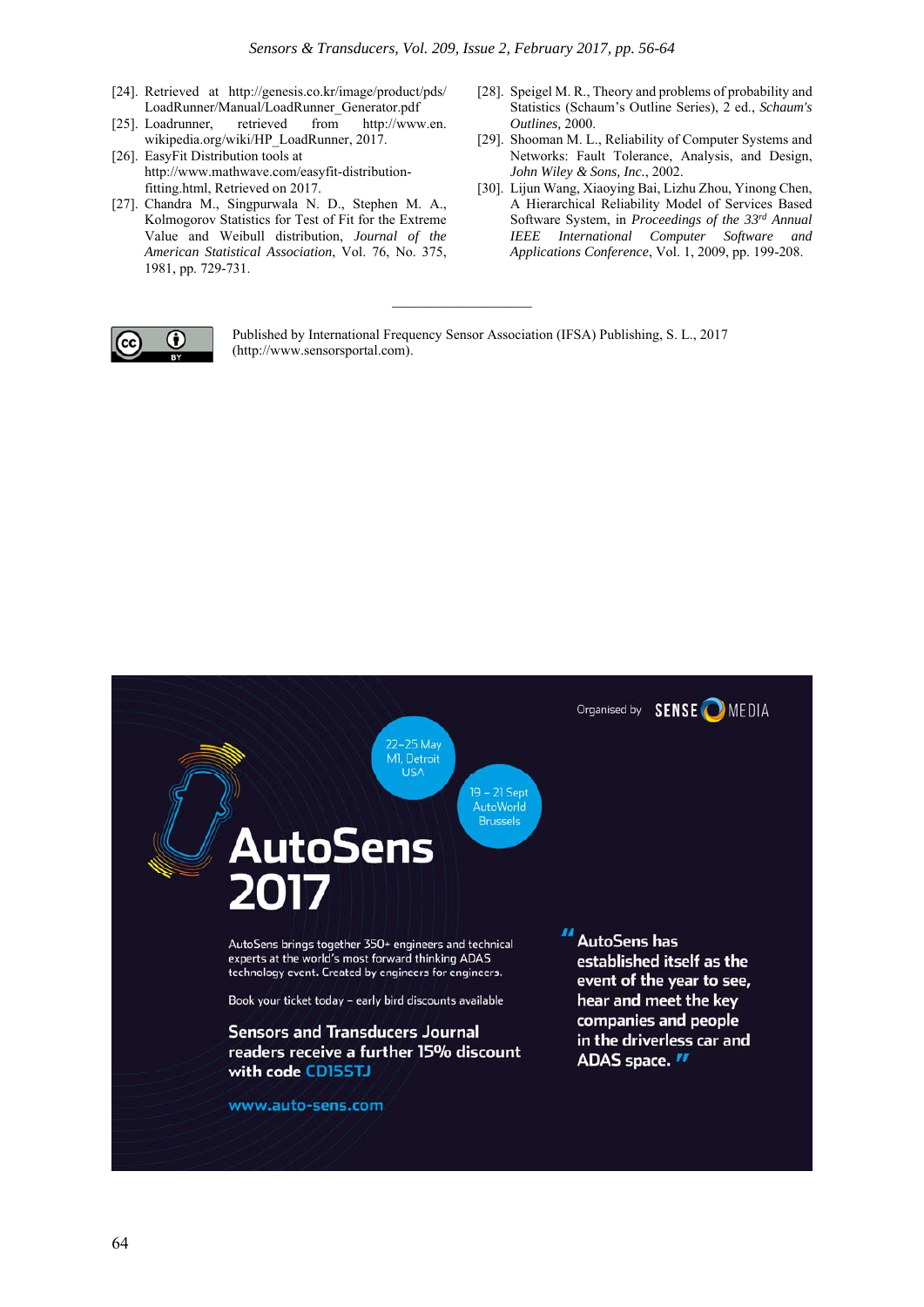[24]. Retrieved at http://genesis.co.kr/image/product/pds/LoadRunner/Manual/LoadRunner_Generator.pdf

[25]. Loadrunner, retrieved from http://www.en.wikipedia.org/wiki/HP_LoadRunner, 2017.

[26]. EasyFit Distribution tools at http://www.mathwave.com/easyfit-distribution-fitting.html, Retrieved on 2017.

[27]. Chandra M., Singpurwala N. D., Stephen M. A., Kolmogorov Statistics for Test of Fit for the Extreme Value and Weibull distribution, *Journal of the American Statistical Association*, Vol. 76, No. 375, 1981, pp. 729-731.

[28]. Speigel M. R., Theory and problems of probability and Statistics (Schaum's Outline Series), 2 ed., *Schaum's Outlines*, 2000.

[29]. Shooman M. L., Reliability of Computer Systems and Networks: Fault Tolerance, Analysis, and Design, *John Wiley & Sons, Inc.*, 2002.

[30]. Lijun Wang, Xiaoying Bai, Lizhu Zhou, Yinong Chen, A Hierarchical Reliability Model of Services Based Software System, in *Proceedings of the 33rd Annual IEEE International Computer Software and Applications Conference*, Vol. 1, 2009, pp. 199-208.

---

Published by International Frequency Sensor Association (IFSA) Publishing, S. L., 2017 (http://www.sensorsportal.com).

Organised by SENSE MEDIA

22–25 May
M1, Detroit
USA

19 – 21 Sept
AutoWorld
Brussels

AutoSens 2017

AutoSens brings together 350+ engineers and technical experts at the world's most forward thinking ADAS technology event. Created by engineers for engineers.

Book your ticket today – early bird discounts available

**Sensors and Transducers Journal readers receive a further 15% discount with code CD15STJ**

www.auto-sens.com

"AutoSens has established itself as the event of the year to see, hear and meet the key companies and people in the driverless car and ADAS space."